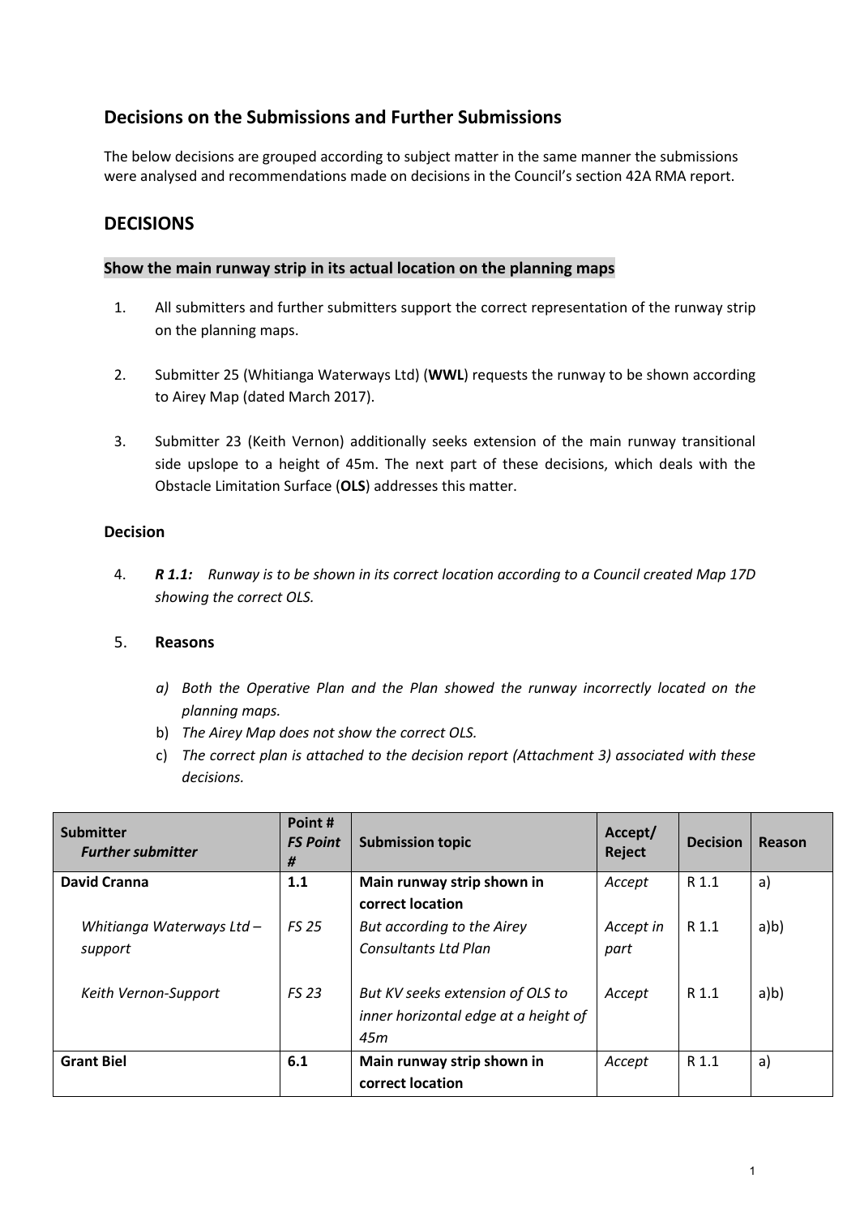## Decisions on the Submissions and Further Submissions

The below decisions are grouped according to subject matter in the same manner the submissions were analysed and recommendations made on decisions in the Council's section 42A RMA report.

## DECISIONS

### Show the main runway strip in its actual location on the planning maps

1. All submitters and further submitters support the correct representation of the runway strip on the planning maps.

2. Submitter 25 (Whitianga Waterways Ltd) (**WWL**) requests the runway to be shown according to Airey Map (dated March 2017).

3. Submitter 23 (Keith Vernon) additionally seeks extension of the main runway transitional side upslope to a height of 45m. The next part of these decisions, which deals with the Obstacle Limitation Surface (**OLS**) addresses this matter.

#### Decision

4. ***R 1.1:*** *Runway is to be shown in its correct location according to a Council created Map 17D showing the correct OLS.*

5. **Reasons**

   a) *Both the Operative Plan and the Plan showed the runway incorrectly located on the planning maps.*
   b) *The Airey Map does not show the correct OLS.*
   c) *The correct plan is attached to the decision report (Attachment 3) associated with these decisions.*

| **Submitter** *Further submitter* | **Point #** ***FS Point #*** | **Submission topic** | **Accept/ Reject** | **Decision** | **Reason** |
|---|---|---|---|---|---|
| **David Cranna** | **1.1** | **Main runway strip shown in correct location** | *Accept* | R 1.1 | a) |
| *Whitianga Waterways Ltd – support* | *FS 25* | *But according to the Airey Consultants Ltd Plan* | *Accept in part* | R 1.1 | a)b) |
| *Keith Vernon-Support* | *FS 23* | *But KV seeks extension of OLS to inner horizontal edge at a height of 45m* | *Accept* | R 1.1 | a)b) |
| **Grant Biel** | **6.1** | **Main runway strip shown in correct location** | *Accept* | R 1.1 | a) |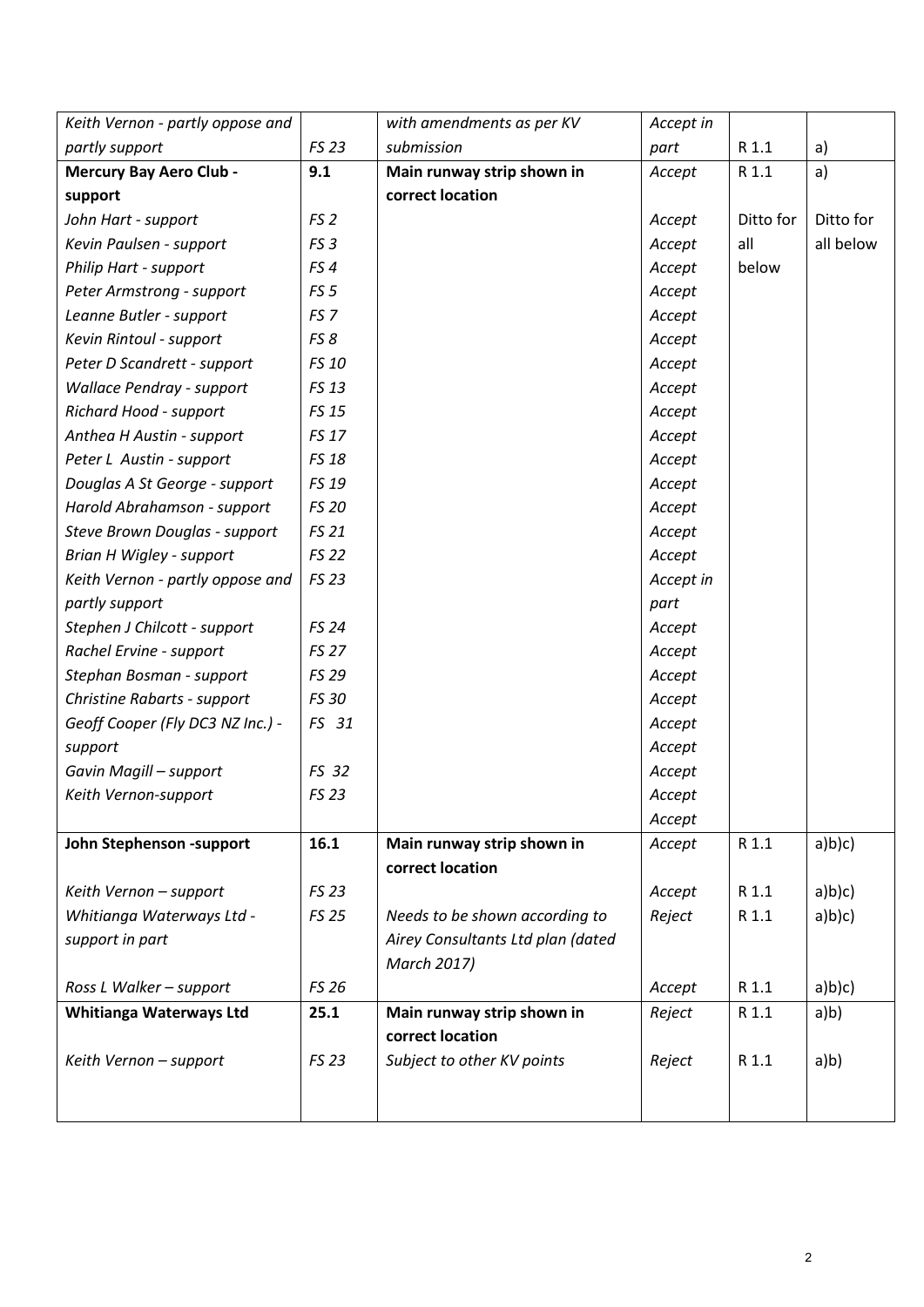| | | | | | |
|---|---|---|---|---|---|
| *Keith Vernon - partly oppose and partly support* | *FS 23* | *with amendments as per KV submission* | *Accept in part* | R 1.1 | a) |
| **Mercury Bay Aero Club - support** | **9.1** | **Main runway strip shown in correct location** | *Accept* | R 1.1 | a) |
| *John Hart - support* | *FS 2* | | *Accept* | Ditto for all below | Ditto for all below |
| *Kevin Paulsen - support* | *FS 3* | | *Accept* | | |
| *Philip Hart - support* | *FS 4* | | *Accept* | | |
| *Peter Armstrong - support* | *FS 5* | | *Accept* | | |
| *Leanne Butler - support* | *FS 7* | | *Accept* | | |
| *Kevin Rintoul - support* | *FS 8* | | *Accept* | | |
| *Peter D Scandrett - support* | *FS 10* | | *Accept* | | |
| *Wallace Pendray - support* | *FS 13* | | *Accept* | | |
| *Richard Hood - support* | *FS 15* | | *Accept* | | |
| *Anthea H Austin - support* | *FS 17* | | *Accept* | | |
| *Peter L Austin - support* | *FS 18* | | *Accept* | | |
| *Douglas A St George - support* | *FS 19* | | *Accept* | | |
| *Harold Abrahamson - support* | *FS 20* | | *Accept* | | |
| *Steve Brown Douglas - support* | *FS 21* | | *Accept* | | |
| *Brian H Wigley - support* | *FS 22* | | *Accept* | | |
| *Keith Vernon - partly oppose and partly support* | *FS 23* | | *Accept in part* | | |
| *Stephen J Chilcott - support* | *FS 24* | | *Accept* | | |
| *Rachel Ervine - support* | *FS 27* | | *Accept* | | |
| *Stephan Bosman - support* | *FS 29* | | *Accept* | | |
| *Christine Rabarts - support* | *FS 30* | | *Accept* | | |
| *Geoff Cooper (Fly DC3 NZ Inc.) - support* | *FS 31* | | *Accept* *Accept* | | |
| *Gavin Magill – support* | *FS 32* | | *Accept* | | |
| *Keith Vernon-support* | *FS 23* | | *Accept* *Accept* | | |
| **John Stephenson -support** | **16.1** | **Main runway strip shown in correct location** | *Accept* | R 1.1 | a)b)c) |
| *Keith Vernon – support* | *FS 23* | | *Accept* | R 1.1 | a)b)c) |
| *Whitianga Waterways Ltd - support in part* | *FS 25* | *Needs to be shown according to Airey Consultants Ltd plan (dated March 2017)* | *Reject* | R 1.1 | a)b)c) |
| *Ross L Walker – support* | *FS 26* | | *Accept* | R 1.1 | a)b)c) |
| **Whitianga Waterways Ltd** | **25.1** | **Main runway strip shown in correct location** | *Reject* | R 1.1 | a)b) |
| *Keith Vernon – support* | *FS 23* | *Subject to other KV points* | *Reject* | R 1.1 | a)b) |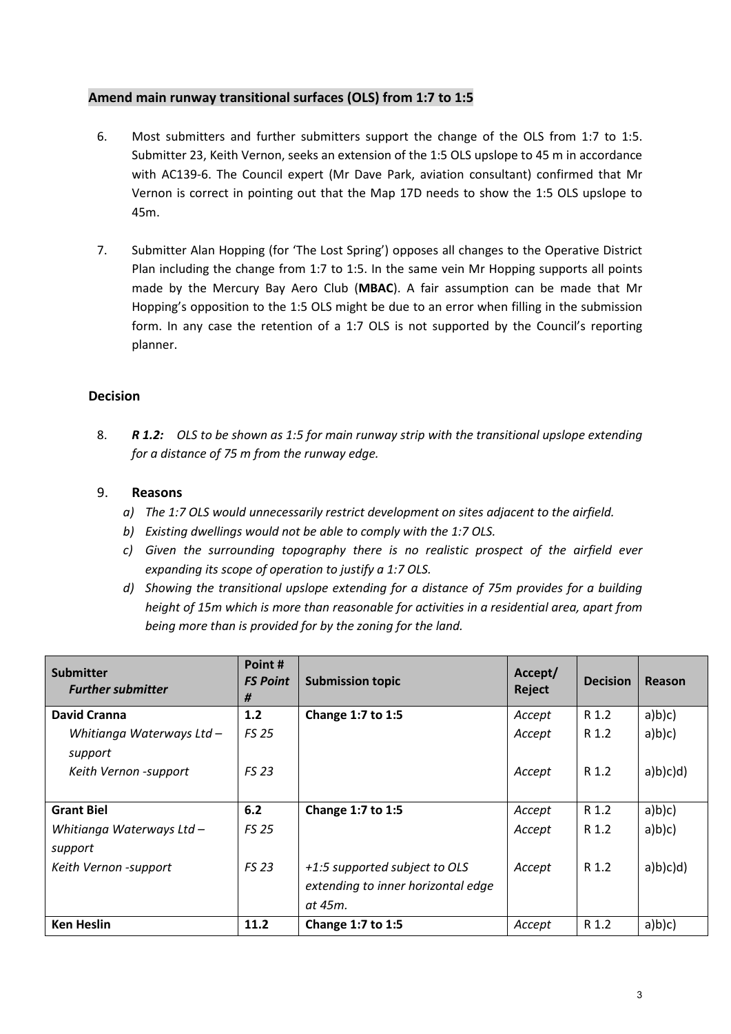## Amend main runway transitional surfaces (OLS) from 1:7 to 1:5

6. Most submitters and further submitters support the change of the OLS from 1:7 to 1:5. Submitter 23, Keith Vernon, seeks an extension of the 1:5 OLS upslope to 45 m in accordance with AC139-6. The Council expert (Mr Dave Park, aviation consultant) confirmed that Mr Vernon is correct in pointing out that the Map 17D needs to show the 1:5 OLS upslope to 45m.

7. Submitter Alan Hopping (for 'The Lost Spring') opposes all changes to the Operative District Plan including the change from 1:7 to 1:5. In the same vein Mr Hopping supports all points made by the Mercury Bay Aero Club (**MBAC**). A fair assumption can be made that Mr Hopping's opposition to the 1:5 OLS might be due to an error when filling in the submission form. In any case the retention of a 1:7 OLS is not supported by the Council's reporting planner.

### Decision

8. ***R 1.2:*** *OLS to be shown as 1:5 for main runway strip with the transitional upslope extending for a distance of 75 m from the runway edge.*

9. **Reasons**
   a) *The 1:7 OLS would unnecessarily restrict development on sites adjacent to the airfield.*
   b) *Existing dwellings would not be able to comply with the 1:7 OLS.*
   c) *Given the surrounding topography there is no realistic prospect of the airfield ever expanding its scope of operation to justify a 1:7 OLS.*
   d) *Showing the transitional upslope extending for a distance of 75m provides for a building height of 15m which is more than reasonable for activities in a residential area, apart from being more than is provided for by the zoning for the land.*

| **Submitter** *Further submitter* | **Point #** ***FS Point #*** | **Submission topic** | **Accept/ Reject** | **Decision** | **Reason** |
|---|---|---|---|---|---|
| **David Cranna** | **1.2** | **Change 1:7 to 1:5** | *Accept* | R 1.2 | a)b)c) |
| *Whitianga Waterways Ltd – support* | *FS 25* | | *Accept* | R 1.2 | a)b)c) |
| *Keith Vernon -support* | *FS 23* | | *Accept* | R 1.2 | a)b)c)d) |
| **Grant Biel** | **6.2** | **Change 1:7 to 1:5** | *Accept* | R 1.2 | a)b)c) |
| *Whitianga Waterways Ltd – support* | *FS 25* | | *Accept* | R 1.2 | a)b)c) |
| *Keith Vernon -support* | *FS 23* | *+1:5 supported subject to OLS extending to inner horizontal edge at 45m.* | *Accept* | R 1.2 | a)b)c)d) |
| **Ken Heslin** | **11.2** | **Change 1:7 to 1:5** | *Accept* | R 1.2 | a)b)c) |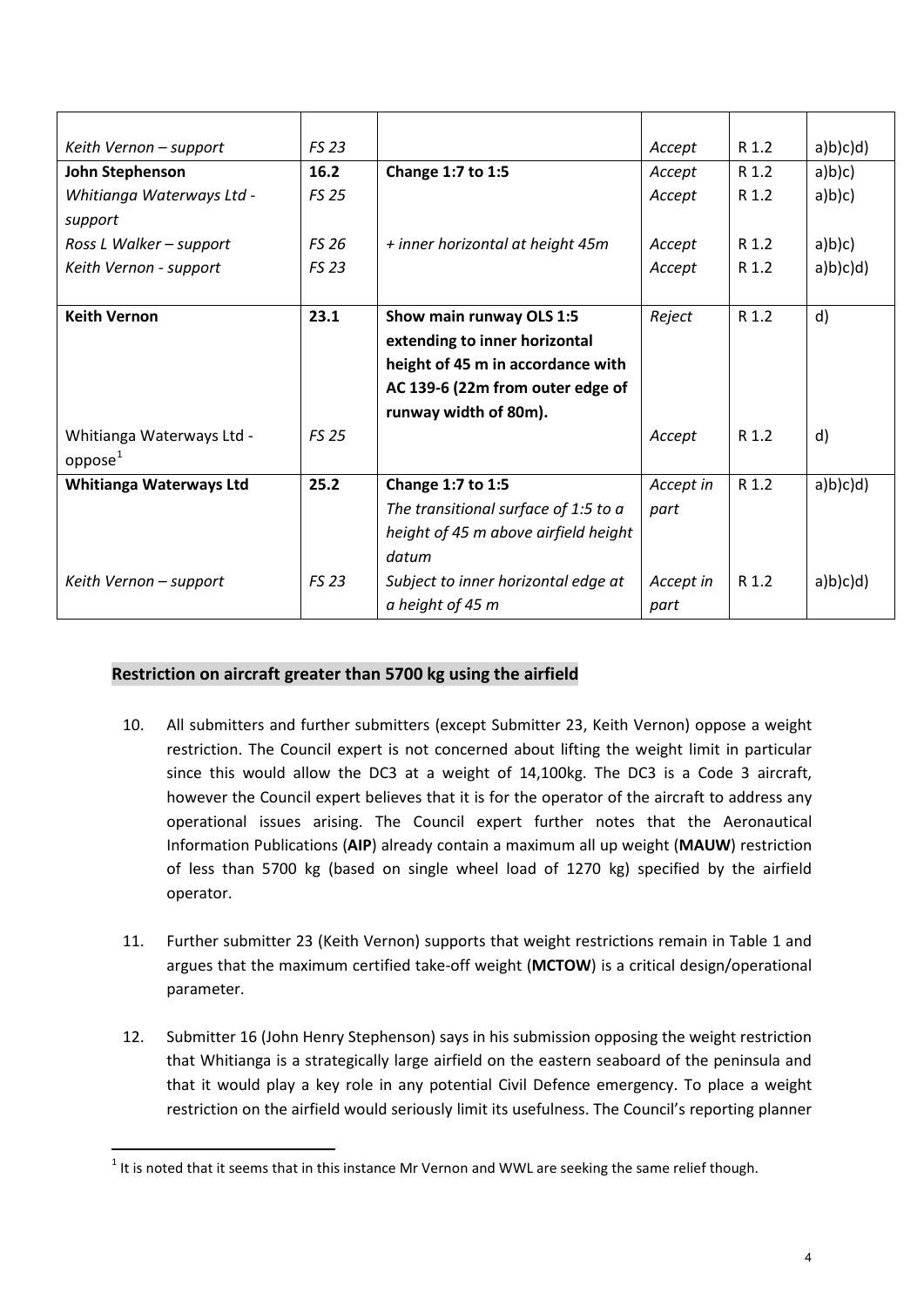| | | | | | |
|---|---|---|---|---|---|
| *Keith Vernon – support* | *FS 23* | | *Accept* | R 1.2 | a)b)c)d) |
| **John Stephenson** | **16.2** | **Change 1:7 to 1:5** | *Accept* | R 1.2 | a)b)c) |
| *Whitianga Waterways Ltd - support* | *FS 25* | | *Accept* | R 1.2 | a)b)c) |
| *Ross L Walker – support* | *FS 26* | *+ inner horizontal at height 45m* | *Accept* | R 1.2 | a)b)c) |
| *Keith Vernon - support* | *FS 23* | | *Accept* | R 1.2 | a)b)c)d) |
| **Keith Vernon** | **23.1** | **Show main runway OLS 1:5 extending to inner horizontal height of 45 m in accordance with AC 139-6 (22m from outer edge of runway width of 80m).** | *Reject* | R 1.2 | d) |
| Whitianga Waterways Ltd - oppose[1] | *FS 25* | | *Accept* | R 1.2 | d) |
| **Whitianga Waterways Ltd** | **25.2** | **Change 1:7 to 1:5** *The transitional surface of 1:5 to a height of 45 m above airfield height datum* | *Accept in part* | R 1.2 | a)b)c)d) |
| *Keith Vernon – support* | *FS 23* | *Subject to inner horizontal edge at a height of 45 m* | *Accept in part* | R 1.2 | a)b)c)d) |

## Restriction on aircraft greater than 5700 kg using the airfield

10. All submitters and further submitters (except Submitter 23, Keith Vernon) oppose a weight restriction. The Council expert is not concerned about lifting the weight limit in particular since this would allow the DC3 at a weight of 14,100kg. The DC3 is a Code 3 aircraft, however the Council expert believes that it is for the operator of the aircraft to address any operational issues arising. The Council expert further notes that the Aeronautical Information Publications (**AIP**) already contain a maximum all up weight (**MAUW**) restriction of less than 5700 kg (based on single wheel load of 1270 kg) specified by the airfield operator.

11. Further submitter 23 (Keith Vernon) supports that weight restrictions remain in Table 1 and argues that the maximum certified take-off weight (**MCTOW**) is a critical design/operational parameter.

12. Submitter 16 (John Henry Stephenson) says in his submission opposing the weight restriction that Whitianga is a strategically large airfield on the eastern seaboard of the peninsula and that it would play a key role in any potential Civil Defence emergency. To place a weight restriction on the airfield would seriously limit its usefulness. The Council's reporting planner

[1] It is noted that it seems that in this instance Mr Vernon and WWL are seeking the same relief though.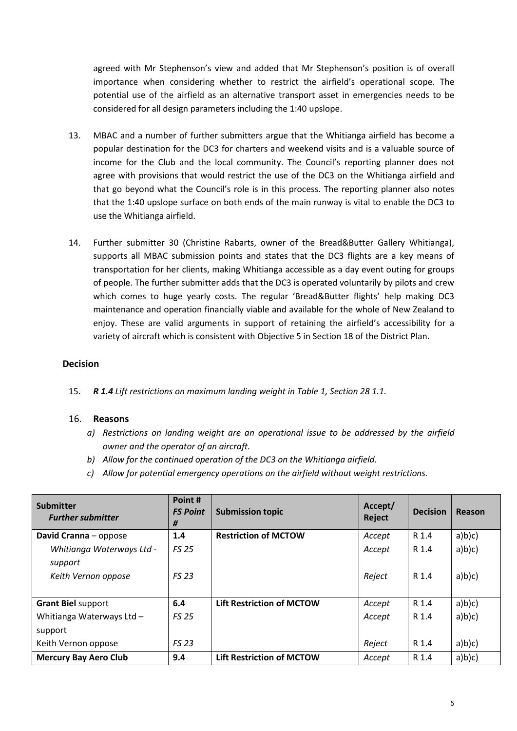agreed with Mr Stephenson's view and added that Mr Stephenson's position is of overall importance when considering whether to restrict the airfield's operational scope. The potential use of the airfield as an alternative transport asset in emergencies needs to be considered for all design parameters including the 1:40 upslope.

13. MBAC and a number of further submitters argue that the Whitianga airfield has become a popular destination for the DC3 for charters and weekend visits and is a valuable source of income for the Club and the local community. The Council's reporting planner does not agree with provisions that would restrict the use of the DC3 on the Whitianga airfield and that go beyond what the Council's role is in this process. The reporting planner also notes that the 1:40 upslope surface on both ends of the main runway is vital to enable the DC3 to use the Whitianga airfield.

14. Further submitter 30 (Christine Rabarts, owner of the Bread&Butter Gallery Whitianga), supports all MBAC submission points and states that the DC3 flights are a key means of transportation for her clients, making Whitianga accessible as a day event outing for groups of people. The further submitter adds that the DC3 is operated voluntarily by pilots and crew which comes to huge yearly costs. The regular 'Bread&Butter flights' help making DC3 maintenance and operation financially viable and available for the whole of New Zealand to enjoy. These are valid arguments in support of retaining the airfield's accessibility for a variety of aircraft which is consistent with Objective 5 in Section 18 of the District Plan.

### Decision

15. ***R 1.4*** *Lift restrictions on maximum landing weight in Table 1, Section 28 1.1.*

16. **Reasons**
    - *a) Restrictions on landing weight are an operational issue to be addressed by the airfield owner and the operator of an aircraft.*
    - *b) Allow for the continued operation of the DC3 on the Whitianga airfield.*
    - *c) Allow for potential emergency operations on the airfield without weight restrictions.*

| **Submitter** *Further submitter* | **Point #** ***FS Point #*** | **Submission topic** | **Accept/ Reject** | **Decision** | **Reason** |
|---|---|---|---|---|---|
| **David Cranna** – oppose | **1.4** | **Restriction of MCTOW** | *Accept* | R 1.4 | a)b)c) |
| *Whitianga Waterways Ltd - support* | *FS 25* | | *Accept* | R 1.4 | a)b)c) |
| *Keith Vernon oppose* | *FS 23* | | *Reject* | R 1.4 | a)b)c) |
| **Grant Biel** support | **6.4** | **Lift Restriction of MCTOW** | *Accept* | R 1.4 | a)b)c) |
| Whitianga Waterways Ltd – support | *FS 25* | | *Accept* | R 1.4 | a)b)c) |
| Keith Vernon oppose | *FS 23* | | *Reject* | R 1.4 | a)b)c) |
| **Mercury Bay Aero Club** | **9.4** | **Lift Restriction of MCTOW** | *Accept* | R 1.4 | a)b)c) |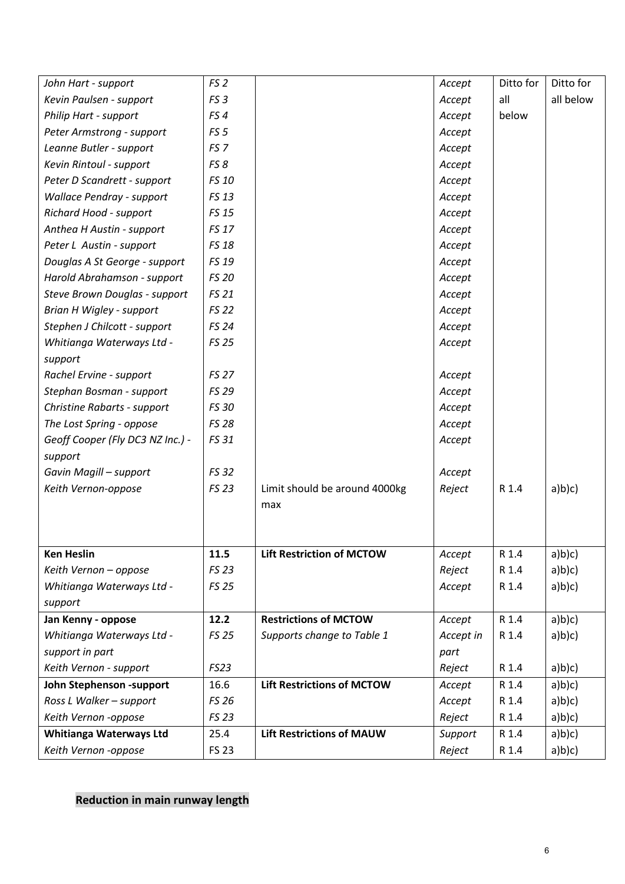| *John Hart - support* | *FS 2* | | *Accept* | Ditto for all below | Ditto for all below |
|---|---|---|---|---|---|
| *Kevin Paulsen - support* | *FS 3* | | *Accept* | | |
| *Philip Hart - support* | *FS 4* | | *Accept* | | |
| *Peter Armstrong - support* | *FS 5* | | *Accept* | | |
| *Leanne Butler - support* | *FS 7* | | *Accept* | | |
| *Kevin Rintoul - support* | *FS 8* | | *Accept* | | |
| *Peter D Scandrett - support* | *FS 10* | | *Accept* | | |
| *Wallace Pendray - support* | *FS 13* | | *Accept* | | |
| *Richard Hood - support* | *FS 15* | | *Accept* | | |
| *Anthea H Austin - support* | *FS 17* | | *Accept* | | |
| *Peter L Austin - support* | *FS 18* | | *Accept* | | |
| *Douglas A St George - support* | *FS 19* | | *Accept* | | |
| *Harold Abrahamson - support* | *FS 20* | | *Accept* | | |
| *Steve Brown Douglas - support* | *FS 21* | | *Accept* | | |
| *Brian H Wigley - support* | *FS 22* | | *Accept* | | |
| *Stephen J Chilcott - support* | *FS 24* | | *Accept* | | |
| *Whitianga Waterways Ltd - support* | *FS 25* | | *Accept* | | |
| *Rachel Ervine - support* | *FS 27* | | *Accept* | | |
| *Stephan Bosman - support* | *FS 29* | | *Accept* | | |
| *Christine Rabarts - support* | *FS 30* | | *Accept* | | |
| *The Lost Spring - oppose* | *FS 28* | | *Accept* | | |
| *Geoff Cooper (Fly DC3 NZ Inc.) - support* | *FS 31* | | *Accept* | | |
| *Gavin Magill – support* | *FS 32* | | *Accept* | | |
| *Keith Vernon-oppose* | *FS 23* | Limit should be around 4000kg max | *Reject* | R 1.4 | a)b)c) |
| **Ken Heslin** | **11.5** | **Lift Restriction of MCTOW** | *Accept* | R 1.4 | a)b)c) |
| *Keith Vernon – oppose* | *FS 23* | | *Reject* | R 1.4 | a)b)c) |
| *Whitianga Waterways Ltd - support* | *FS 25* | | *Accept* | R 1.4 | a)b)c) |
| **Jan Kenny - oppose** | **12.2** | **Restrictions of MCTOW** | *Accept* | R 1.4 | a)b)c) |
| *Whitianga Waterways Ltd - support in part* | *FS 25* | *Supports change to Table 1* | *Accept in part* | R 1.4 | a)b)c) |
| *Keith Vernon - support* | *FS23* | | *Reject* | R 1.4 | a)b)c) |
| **John Stephenson -support** | 16.6 | **Lift Restrictions of MCTOW** | *Accept* | R 1.4 | a)b)c) |
| *Ross L Walker – support* | *FS 26* | | *Accept* | R 1.4 | a)b)c) |
| *Keith Vernon -oppose* | *FS 23* | | *Reject* | R 1.4 | a)b)c) |
| **Whitianga Waterways Ltd** | 25.4 | **Lift Restrictions of MAUW** | *Support* | R 1.4 | a)b)c) |
| *Keith Vernon -oppose* | FS 23 | | *Reject* | R 1.4 | a)b)c) |

**Reduction in main runway length**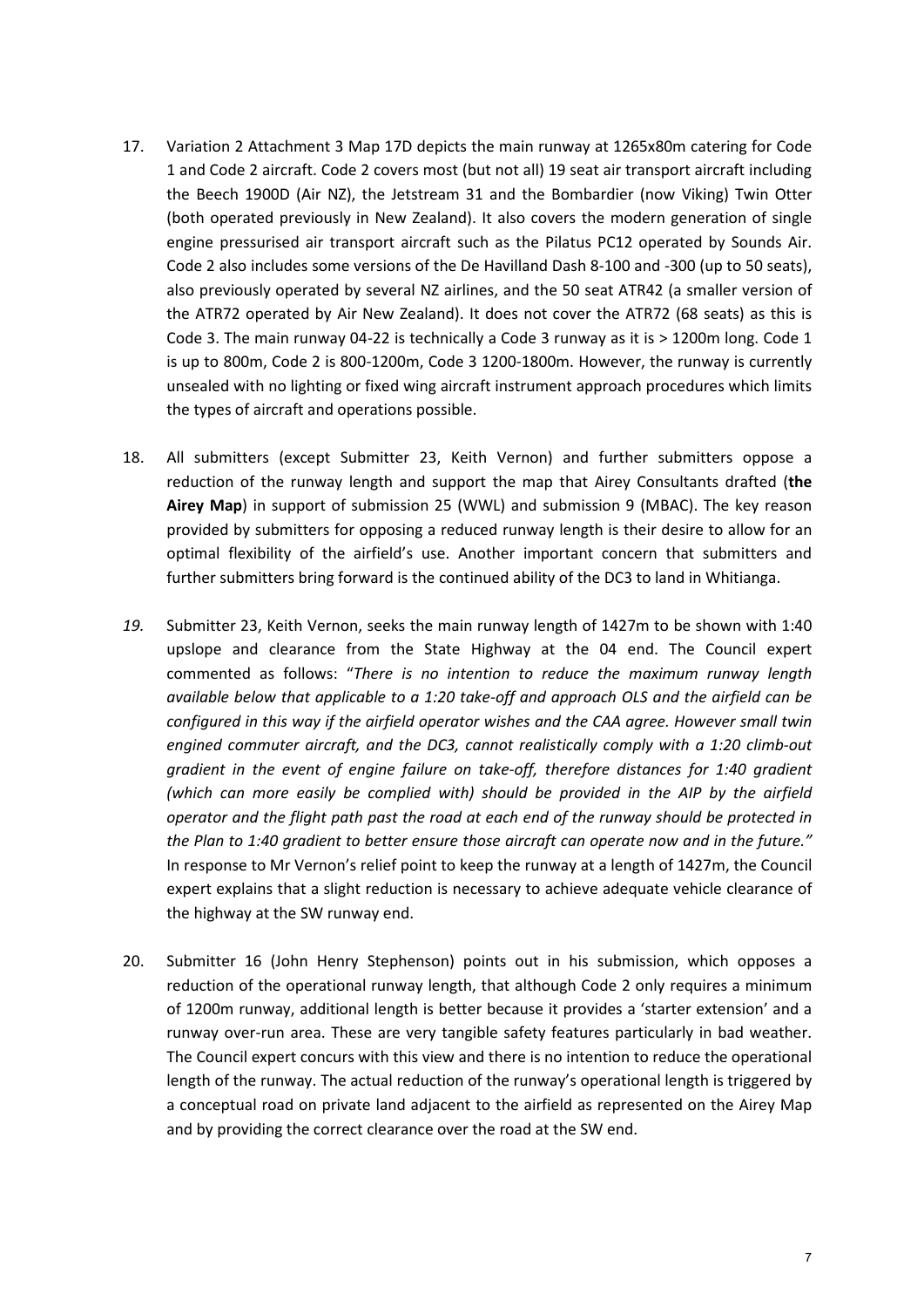17. Variation 2 Attachment 3 Map 17D depicts the main runway at 1265x80m catering for Code 1 and Code 2 aircraft. Code 2 covers most (but not all) 19 seat air transport aircraft including the Beech 1900D (Air NZ), the Jetstream 31 and the Bombardier (now Viking) Twin Otter (both operated previously in New Zealand). It also covers the modern generation of single engine pressurised air transport aircraft such as the Pilatus PC12 operated by Sounds Air. Code 2 also includes some versions of the De Havilland Dash 8-100 and -300 (up to 50 seats), also previously operated by several NZ airlines, and the 50 seat ATR42 (a smaller version of the ATR72 operated by Air New Zealand). It does not cover the ATR72 (68 seats) as this is Code 3. The main runway 04-22 is technically a Code 3 runway as it is > 1200m long. Code 1 is up to 800m, Code 2 is 800-1200m, Code 3 1200-1800m. However, the runway is currently unsealed with no lighting or fixed wing aircraft instrument approach procedures which limits the types of aircraft and operations possible.

18. All submitters (except Submitter 23, Keith Vernon) and further submitters oppose a reduction of the runway length and support the map that Airey Consultants drafted (**the Airey Map**) in support of submission 25 (WWL) and submission 9 (MBAC). The key reason provided by submitters for opposing a reduced runway length is their desire to allow for an optimal flexibility of the airfield's use. Another important concern that submitters and further submitters bring forward is the continued ability of the DC3 to land in Whitianga.

*19.* Submitter 23, Keith Vernon, seeks the main runway length of 1427m to be shown with 1:40 upslope and clearance from the State Highway at the 04 end. The Council expert commented as follows: "*There is no intention to reduce the maximum runway length available below that applicable to a 1:20 take-off and approach OLS and the airfield can be configured in this way if the airfield operator wishes and the CAA agree. However small twin engined commuter aircraft, and the DC3, cannot realistically comply with a 1:20 climb-out gradient in the event of engine failure on take-off, therefore distances for 1:40 gradient (which can more easily be complied with) should be provided in the AIP by the airfield operator and the flight path past the road at each end of the runway should be protected in the Plan to 1:40 gradient to better ensure those aircraft can operate now and in the future.*" In response to Mr Vernon's relief point to keep the runway at a length of 1427m, the Council expert explains that a slight reduction is necessary to achieve adequate vehicle clearance of the highway at the SW runway end.

20. Submitter 16 (John Henry Stephenson) points out in his submission, which opposes a reduction of the operational runway length, that although Code 2 only requires a minimum of 1200m runway, additional length is better because it provides a 'starter extension' and a runway over-run area. These are very tangible safety features particularly in bad weather. The Council expert concurs with this view and there is no intention to reduce the operational length of the runway. The actual reduction of the runway's operational length is triggered by a conceptual road on private land adjacent to the airfield as represented on the Airey Map and by providing the correct clearance over the road at the SW end.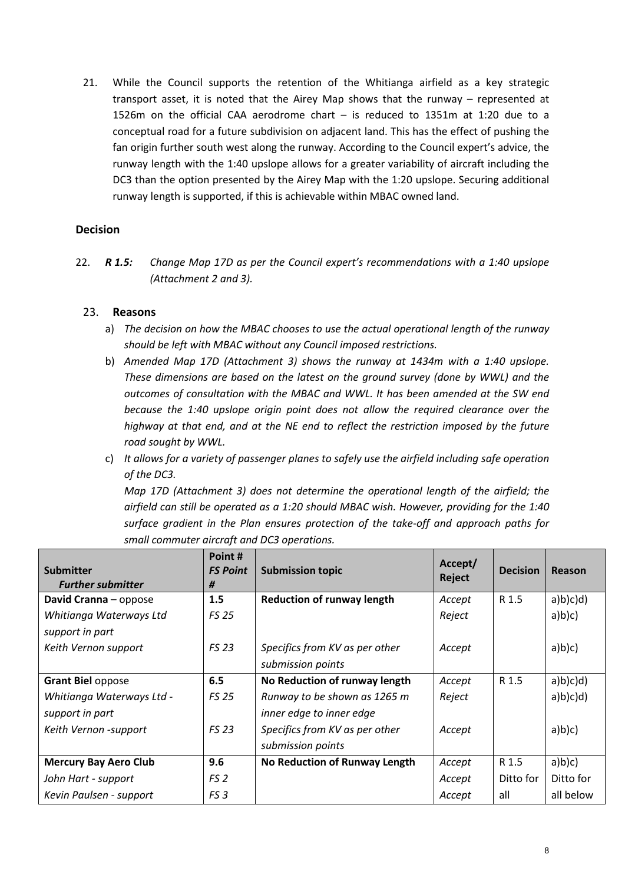21. While the Council supports the retention of the Whitianga airfield as a key strategic transport asset, it is noted that the Airey Map shows that the runway – represented at 1526m on the official CAA aerodrome chart – is reduced to 1351m at 1:20 due to a conceptual road for a future subdivision on adjacent land. This has the effect of pushing the fan origin further south west along the runway. According to the Council expert's advice, the runway length with the 1:40 upslope allows for a greater variability of aircraft including the DC3 than the option presented by the Airey Map with the 1:20 upslope. Securing additional runway length is supported, if this is achievable within MBAC owned land.

### Decision

22. ***R 1.5:*** *Change Map 17D as per the Council expert's recommendations with a 1:40 upslope (Attachment 2 and 3).*

23. **Reasons**

a) *The decision on how the MBAC chooses to use the actual operational length of the runway should be left with MBAC without any Council imposed restrictions.*

b) *Amended Map 17D (Attachment 3) shows the runway at 1434m with a 1:40 upslope. These dimensions are based on the latest on the ground survey (done by WWL) and the outcomes of consultation with the MBAC and WWL. It has been amended at the SW end because the 1:40 upslope origin point does not allow the required clearance over the highway at that end, and at the NE end to reflect the restriction imposed by the future road sought by WWL.*

c) *It allows for a variety of passenger planes to safely use the airfield including safe operation of the DC3.*

*Map 17D (Attachment 3) does not determine the operational length of the airfield; the airfield can still be operated as a 1:20 should MBAC wish. However, providing for the 1:40 surface gradient in the Plan ensures protection of the take-off and approach paths for small commuter aircraft and DC3 operations.*

| **Submitter** *Further submitter* | **Point #** *FS Point #* | **Submission topic** | **Accept/ Reject** | **Decision** | **Reason** |
|---|---|---|---|---|---|
| **David Cranna** – oppose | **1.5** | **Reduction of runway length** | *Accept* | R 1.5 | a)b)c)d) |
| *Whitianga Waterways Ltd support in part* | *FS 25* | | *Reject* | | a)b)c) |
| *Keith Vernon support* | *FS 23* | *Specifics from KV as per other submission points* | *Accept* | | a)b)c) |
| **Grant Biel** oppose | **6.5** | **No Reduction of runway length** | *Accept* | R 1.5 | a)b)c)d) |
| *Whitianga Waterways Ltd - support in part* | *FS 25* | *Runway to be shown as 1265 m inner edge to inner edge* | *Reject* | | a)b)c)d) |
| *Keith Vernon -support* | *FS 23* | *Specifics from KV as per other submission points* | *Accept* | | a)b)c) |
| **Mercury Bay Aero Club** | **9.6** | **No Reduction of Runway Length** | *Accept* | R 1.5 | a)b)c) |
| *John Hart - support* | *FS 2* | | *Accept* | Ditto for | Ditto for |
| *Kevin Paulsen - support* | *FS 3* | | *Accept* | all | all below |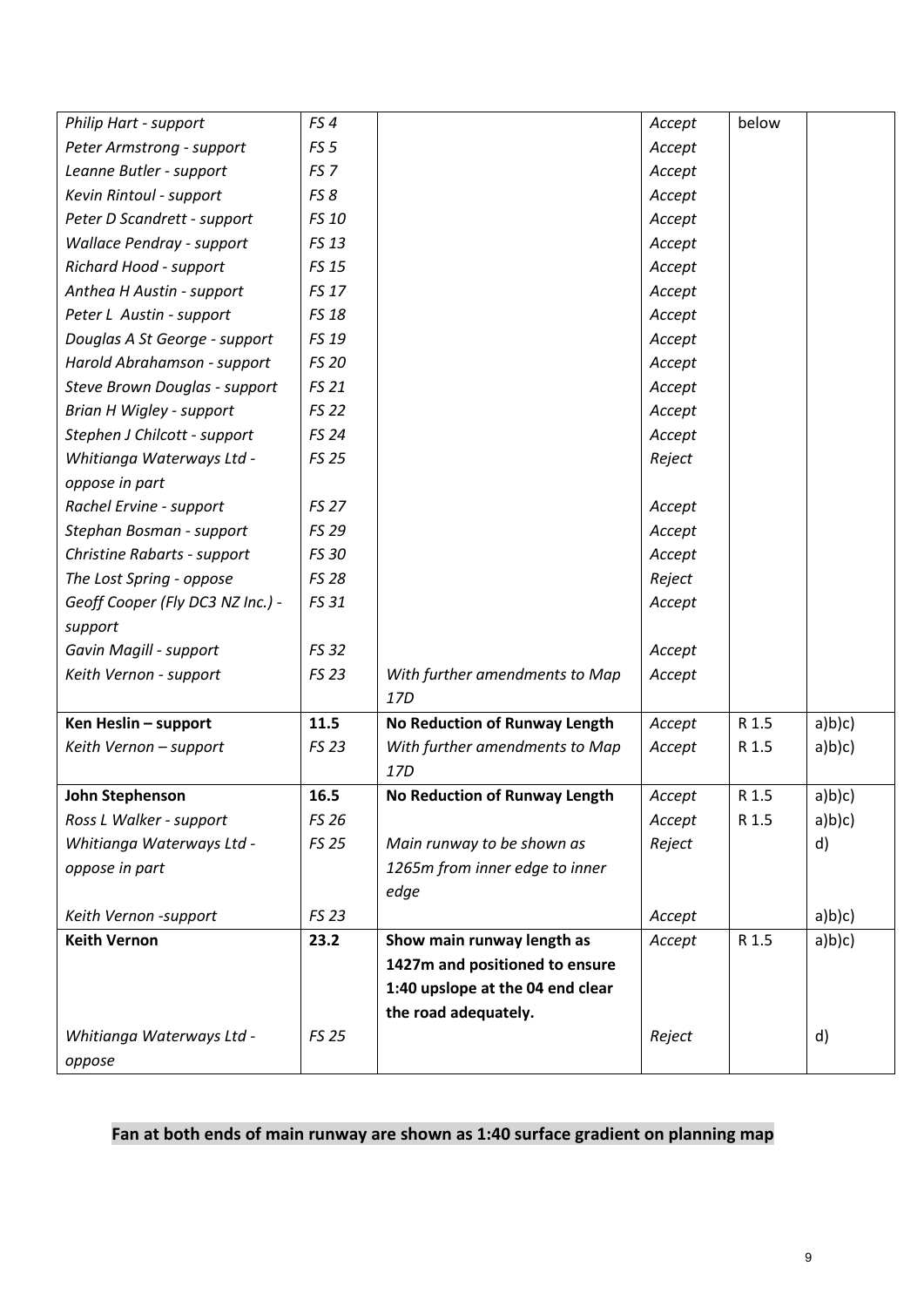| | | | | | |
|---|---|---|---|---|---|
| *Philip Hart - support* | *FS 4* | | *Accept* | below | |
| *Peter Armstrong - support* | *FS 5* | | *Accept* | | |
| *Leanne Butler - support* | *FS 7* | | *Accept* | | |
| *Kevin Rintoul - support* | *FS 8* | | *Accept* | | |
| *Peter D Scandrett - support* | *FS 10* | | *Accept* | | |
| *Wallace Pendray - support* | *FS 13* | | *Accept* | | |
| *Richard Hood - support* | *FS 15* | | *Accept* | | |
| *Anthea H Austin - support* | *FS 17* | | *Accept* | | |
| *Peter L Austin - support* | *FS 18* | | *Accept* | | |
| *Douglas A St George - support* | *FS 19* | | *Accept* | | |
| *Harold Abrahamson - support* | *FS 20* | | *Accept* | | |
| *Steve Brown Douglas - support* | *FS 21* | | *Accept* | | |
| *Brian H Wigley - support* | *FS 22* | | *Accept* | | |
| *Stephen J Chilcott - support* | *FS 24* | | *Accept* | | |
| *Whitianga Waterways Ltd - oppose in part* | *FS 25* | | *Reject* | | |
| *Rachel Ervine - support* | *FS 27* | | *Accept* | | |
| *Stephan Bosman - support* | *FS 29* | | *Accept* | | |
| *Christine Rabarts - support* | *FS 30* | | *Accept* | | |
| *The Lost Spring - oppose* | *FS 28* | | *Reject* | | |
| *Geoff Cooper (Fly DC3 NZ Inc.) - support* | *FS 31* | | *Accept* | | |
| *Gavin Magill - support* | *FS 32* | | *Accept* | | |
| *Keith Vernon - support* | *FS 23* | *With further amendments to Map 17D* | *Accept* | | |
| **Ken Heslin – support** | **11.5** | **No Reduction of Runway Length** | *Accept* | R 1.5 | a)b)c) |
| *Keith Vernon – support* | *FS 23* | *With further amendments to Map 17D* | *Accept* | R 1.5 | a)b)c) |
| **John Stephenson** | **16.5** | **No Reduction of Runway Length** | *Accept* | R 1.5 | a)b)c) |
| *Ross L Walker - support* | *FS 26* | | *Accept* | R 1.5 | a)b)c) |
| *Whitianga Waterways Ltd - oppose in part* | *FS 25* | *Main runway to be shown as 1265m from inner edge to inner edge* | *Reject* | | d) |
| *Keith Vernon -support* | *FS 23* | | *Accept* | | a)b)c) |
| **Keith Vernon** | **23.2** | **Show main runway length as 1427m and positioned to ensure 1:40 upslope at the 04 end clear the road adequately.** | *Accept* | R 1.5 | a)b)c) |
| *Whitianga Waterways Ltd - oppose* | *FS 25* | | *Reject* | | d) |

**Fan at both ends of main runway are shown as 1:40 surface gradient on planning map**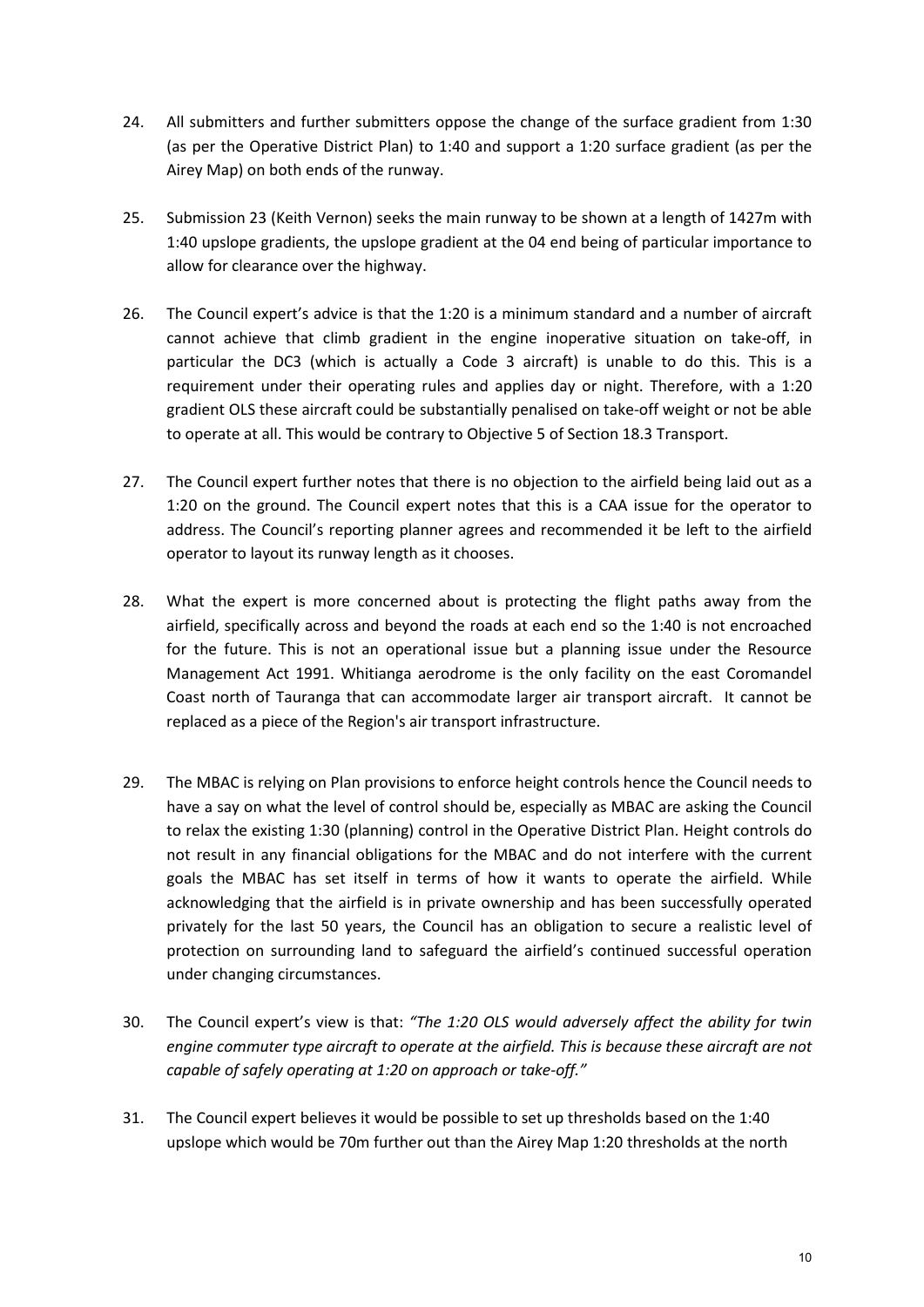24. All submitters and further submitters oppose the change of the surface gradient from 1:30 (as per the Operative District Plan) to 1:40 and support a 1:20 surface gradient (as per the Airey Map) on both ends of the runway.

25. Submission 23 (Keith Vernon) seeks the main runway to be shown at a length of 1427m with 1:40 upslope gradients, the upslope gradient at the 04 end being of particular importance to allow for clearance over the highway.

26. The Council expert's advice is that the 1:20 is a minimum standard and a number of aircraft cannot achieve that climb gradient in the engine inoperative situation on take-off, in particular the DC3 (which is actually a Code 3 aircraft) is unable to do this. This is a requirement under their operating rules and applies day or night. Therefore, with a 1:20 gradient OLS these aircraft could be substantially penalised on take-off weight or not be able to operate at all. This would be contrary to Objective 5 of Section 18.3 Transport.

27. The Council expert further notes that there is no objection to the airfield being laid out as a 1:20 on the ground. The Council expert notes that this is a CAA issue for the operator to address. The Council's reporting planner agrees and recommended it be left to the airfield operator to layout its runway length as it chooses.

28. What the expert is more concerned about is protecting the flight paths away from the airfield, specifically across and beyond the roads at each end so the 1:40 is not encroached for the future. This is not an operational issue but a planning issue under the Resource Management Act 1991. Whitianga aerodrome is the only facility on the east Coromandel Coast north of Tauranga that can accommodate larger air transport aircraft. It cannot be replaced as a piece of the Region's air transport infrastructure.

29. The MBAC is relying on Plan provisions to enforce height controls hence the Council needs to have a say on what the level of control should be, especially as MBAC are asking the Council to relax the existing 1:30 (planning) control in the Operative District Plan. Height controls do not result in any financial obligations for the MBAC and do not interfere with the current goals the MBAC has set itself in terms of how it wants to operate the airfield. While acknowledging that the airfield is in private ownership and has been successfully operated privately for the last 50 years, the Council has an obligation to secure a realistic level of protection on surrounding land to safeguard the airfield's continued successful operation under changing circumstances.

30. The Council expert's view is that: *"The 1:20 OLS would adversely affect the ability for twin engine commuter type aircraft to operate at the airfield. This is because these aircraft are not capable of safely operating at 1:20 on approach or take-off."*

31. The Council expert believes it would be possible to set up thresholds based on the 1:40 upslope which would be 70m further out than the Airey Map 1:20 thresholds at the north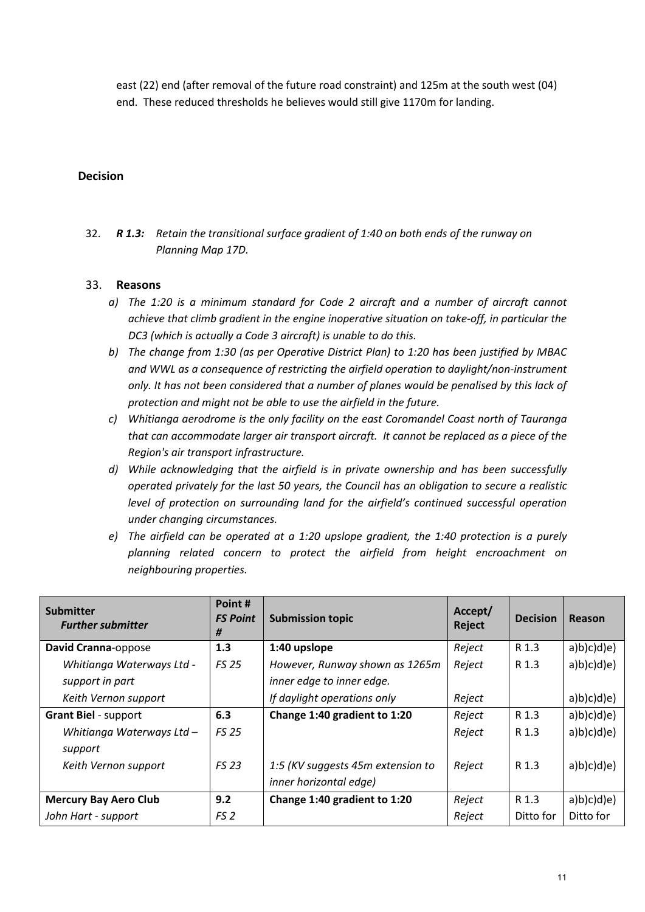east (22) end (after removal of the future road constraint) and 125m at the south west (04) end. These reduced thresholds he believes would still give 1170m for landing.

## Decision

32. ***R 1.3:*** *Retain the transitional surface gradient of 1:40 on both ends of the runway on Planning Map 17D.*

33. **Reasons**

    a) *The 1:20 is a minimum standard for Code 2 aircraft and a number of aircraft cannot achieve that climb gradient in the engine inoperative situation on take-off, in particular the DC3 (which is actually a Code 3 aircraft) is unable to do this.*

    b) *The change from 1:30 (as per Operative District Plan) to 1:20 has been justified by MBAC and WWL as a consequence of restricting the airfield operation to daylight/non-instrument only. It has not been considered that a number of planes would be penalised by this lack of protection and might not be able to use the airfield in the future.*

    c) *Whitianga aerodrome is the only facility on the east Coromandel Coast north of Tauranga that can accommodate larger air transport aircraft. It cannot be replaced as a piece of the Region's air transport infrastructure.*

    d) *While acknowledging that the airfield is in private ownership and has been successfully operated privately for the last 50 years, the Council has an obligation to secure a realistic level of protection on surrounding land for the airfield's continued successful operation under changing circumstances.*

    e) *The airfield can be operated at a 1:20 upslope gradient, the 1:40 protection is a purely planning related concern to protect the airfield from height encroachment on neighbouring properties.*

| **Submitter** *Further submitter* | **Point #** *FS Point #* | **Submission topic** | **Accept/ Reject** | **Decision** | **Reason** |
|---|---|---|---|---|---|
| **David Cranna**-oppose | **1.3** | **1:40 upslope** | *Reject* | R 1.3 | a)b)c)d)e) |
| *Whitianga Waterways Ltd - support in part* | *FS 25* | *However, Runway shown as 1265m inner edge to inner edge.* | *Reject* | R 1.3 | a)b)c)d)e) |
| *Keith Vernon support* | | *If daylight operations only* | *Reject* | | a)b)c)d)e) |
| **Grant Biel** - support | **6.3** | **Change 1:40 gradient to 1:20** | *Reject* | R 1.3 | a)b)c)d)e) |
| *Whitianga Waterways Ltd – support* | *FS 25* | | *Reject* | R 1.3 | a)b)c)d)e) |
| *Keith Vernon support* | *FS 23* | *1:5 (KV suggests 45m extension to inner horizontal edge)* | *Reject* | R 1.3 | a)b)c)d)e) |
| **Mercury Bay Aero Club** | **9.2** | **Change 1:40 gradient to 1:20** | *Reject* | R 1.3 | a)b)c)d)e) |
| *John Hart - support* | *FS 2* | | *Reject* | Ditto for | Ditto for |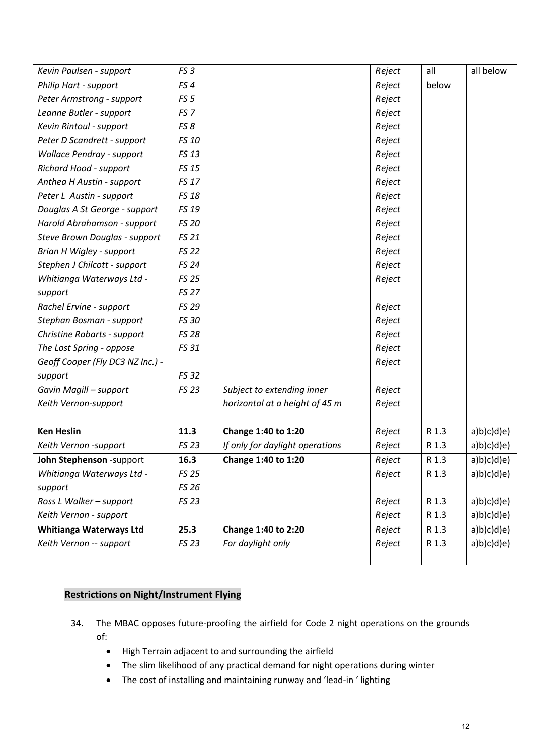| | | | | | |
|---|---|---|---|---|---|
| *Kevin Paulsen - support* | *FS 3* | | *Reject* | all below | all below |
| *Philip Hart - support* | *FS 4* | | *Reject* | | |
| *Peter Armstrong - support* | *FS 5* | | *Reject* | | |
| *Leanne Butler - support* | *FS 7* | | *Reject* | | |
| *Kevin Rintoul - support* | *FS 8* | | *Reject* | | |
| *Peter D Scandrett - support* | *FS 10* | | *Reject* | | |
| *Wallace Pendray - support* | *FS 13* | | *Reject* | | |
| *Richard Hood - support* | *FS 15* | | *Reject* | | |
| *Anthea H Austin - support* | *FS 17* | | *Reject* | | |
| *Peter L Austin - support* | *FS 18* | | *Reject* | | |
| *Douglas A St George - support* | *FS 19* | | *Reject* | | |
| *Harold Abrahamson - support* | *FS 20* | | *Reject* | | |
| *Steve Brown Douglas - support* | *FS 21* | | *Reject* | | |
| *Brian H Wigley - support* | *FS 22* | | *Reject* | | |
| *Stephen J Chilcott - support* | *FS 24* | | *Reject* | | |
| *Whitianga Waterways Ltd - support* | *FS 25* *FS 27* | | *Reject* | | |
| *Rachel Ervine - support* | *FS 29* | | *Reject* | | |
| *Stephan Bosman - support* | *FS 30* | | *Reject* | | |
| *Christine Rabarts - support* | *FS 28* | | *Reject* | | |
| *The Lost Spring - oppose* | *FS 31* | | *Reject* | | |
| *Geoff Cooper (Fly DC3 NZ Inc.) - support* | *FS 32* | | *Reject* | | |
| *Gavin Magill – support* | *FS 23* | *Subject to extending inner* | *Reject* | | |
| *Keith Vernon-support* | | *horizontal at a height of 45 m* | *Reject* | | |
| **Ken Heslin** | **11.3** | **Change 1:40 to 1:20** | *Reject* | R 1.3 | a)b)c)d)e) |
| *Keith Vernon -support* | *FS 23* | *If only for daylight operations* | *Reject* | R 1.3 | a)b)c)d)e) |
| **John Stephenson** -support | **16.3** | **Change 1:40 to 1:20** | *Reject* | R 1.3 | a)b)c)d)e) |
| *Whitianga Waterways Ltd - support* | *FS 25* *FS 26* | | *Reject* | R 1.3 | a)b)c)d)e) |
| *Ross L Walker – support* | *FS 23* | | *Reject* | R 1.3 | a)b)c)d)e) |
| *Keith Vernon - support* | | | *Reject* | R 1.3 | a)b)c)d)e) |
| **Whitianga Waterways Ltd** | **25.3** | **Change 1:40 to 2:20** | *Reject* | R 1.3 | a)b)c)d)e) |
| *Keith Vernon -- support* | *FS 23* | *For daylight only* | *Reject* | R 1.3 | a)b)c)d)e) |

## Restrictions on Night/Instrument Flying

34. The MBAC opposes future-proofing the airfield for Code 2 night operations on the grounds of:
    - High Terrain adjacent to and surrounding the airfield
    - The slim likelihood of any practical demand for night operations during winter
    - The cost of installing and maintaining runway and 'lead-in ' lighting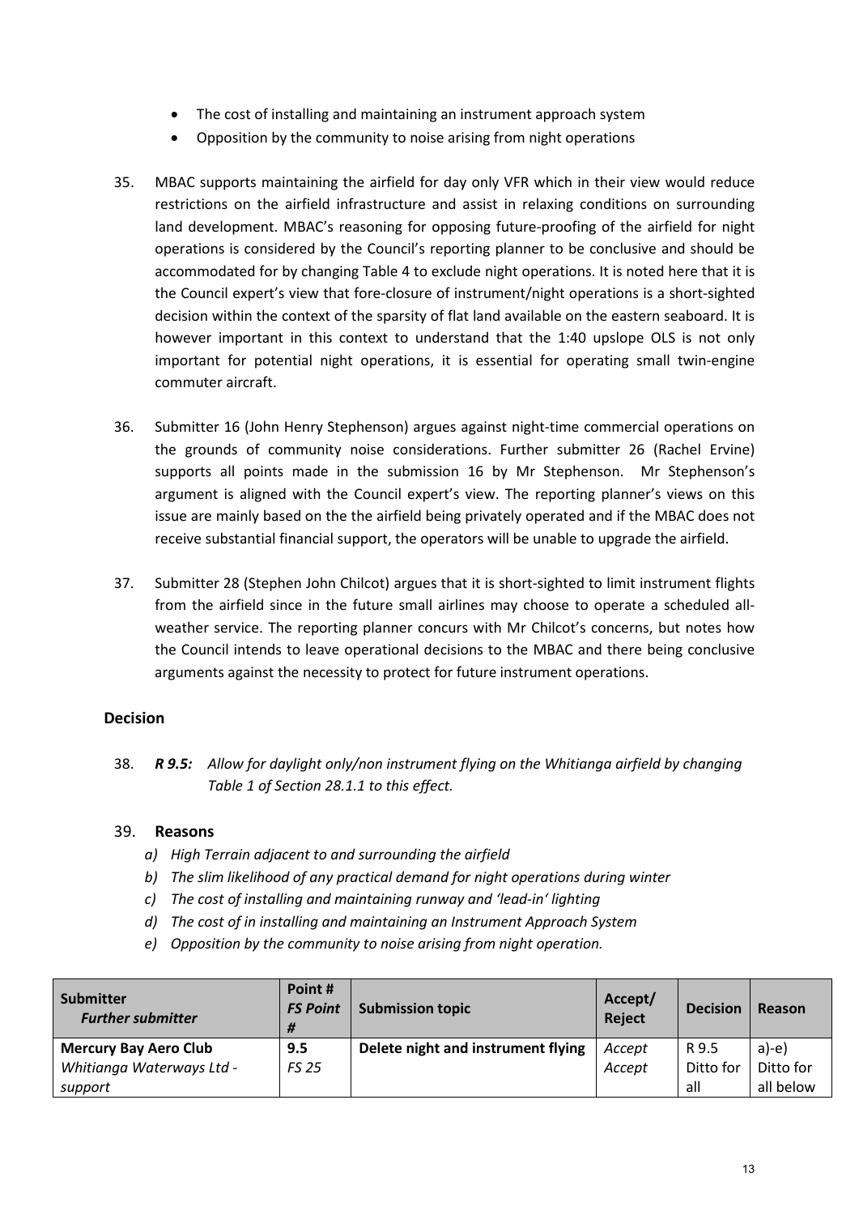- The cost of installing and maintaining an instrument approach system
- Opposition by the community to noise arising from night operations

35. MBAC supports maintaining the airfield for day only VFR which in their view would reduce restrictions on the airfield infrastructure and assist in relaxing conditions on surrounding land development. MBAC's reasoning for opposing future-proofing of the airfield for night operations is considered by the Council's reporting planner to be conclusive and should be accommodated for by changing Table 4 to exclude night operations. It is noted here that it is the Council expert's view that fore-closure of instrument/night operations is a short-sighted decision within the context of the sparsity of flat land available on the eastern seaboard. It is however important in this context to understand that the 1:40 upslope OLS is not only important for potential night operations, it is essential for operating small twin-engine commuter aircraft.

36. Submitter 16 (John Henry Stephenson) argues against night-time commercial operations on the grounds of community noise considerations. Further submitter 26 (Rachel Ervine) supports all points made in the submission 16 by Mr Stephenson. Mr Stephenson's argument is aligned with the Council expert's view. The reporting planner's views on this issue are mainly based on the the airfield being privately operated and if the MBAC does not receive substantial financial support, the operators will be unable to upgrade the airfield.

37. Submitter 28 (Stephen John Chilcot) argues that it is short-sighted to limit instrument flights from the airfield since in the future small airlines may choose to operate a scheduled all-weather service. The reporting planner concurs with Mr Chilcot's concerns, but notes how the Council intends to leave operational decisions to the MBAC and there being conclusive arguments against the necessity to protect for future instrument operations.

### Decision

38. ***R 9.5:*** *Allow for daylight only/non instrument flying on the Whitianga airfield by changing Table 1 of Section 28.1.1 to this effect.*

39. **Reasons**
    - *a) High Terrain adjacent to and surrounding the airfield*
    - *b) The slim likelihood of any practical demand for night operations during winter*
    - *c) The cost of installing and maintaining runway and 'lead-in' lighting*
    - *d) The cost of in installing and maintaining an Instrument Approach System*
    - *e) Opposition by the community to noise arising from night operation.*

| **Submitter** *Further submitter* | **Point #** *FS Point #* | **Submission topic** | **Accept/ Reject** | **Decision** | **Reason** |
|---|---|---|---|---|---|
| **Mercury Bay Aero Club** *Whitianga Waterways Ltd - support* | **9.5** *FS 25* | **Delete night and instrument flying** | *Accept* *Accept* | R 9.5 Ditto for all | a)-e) Ditto for all below |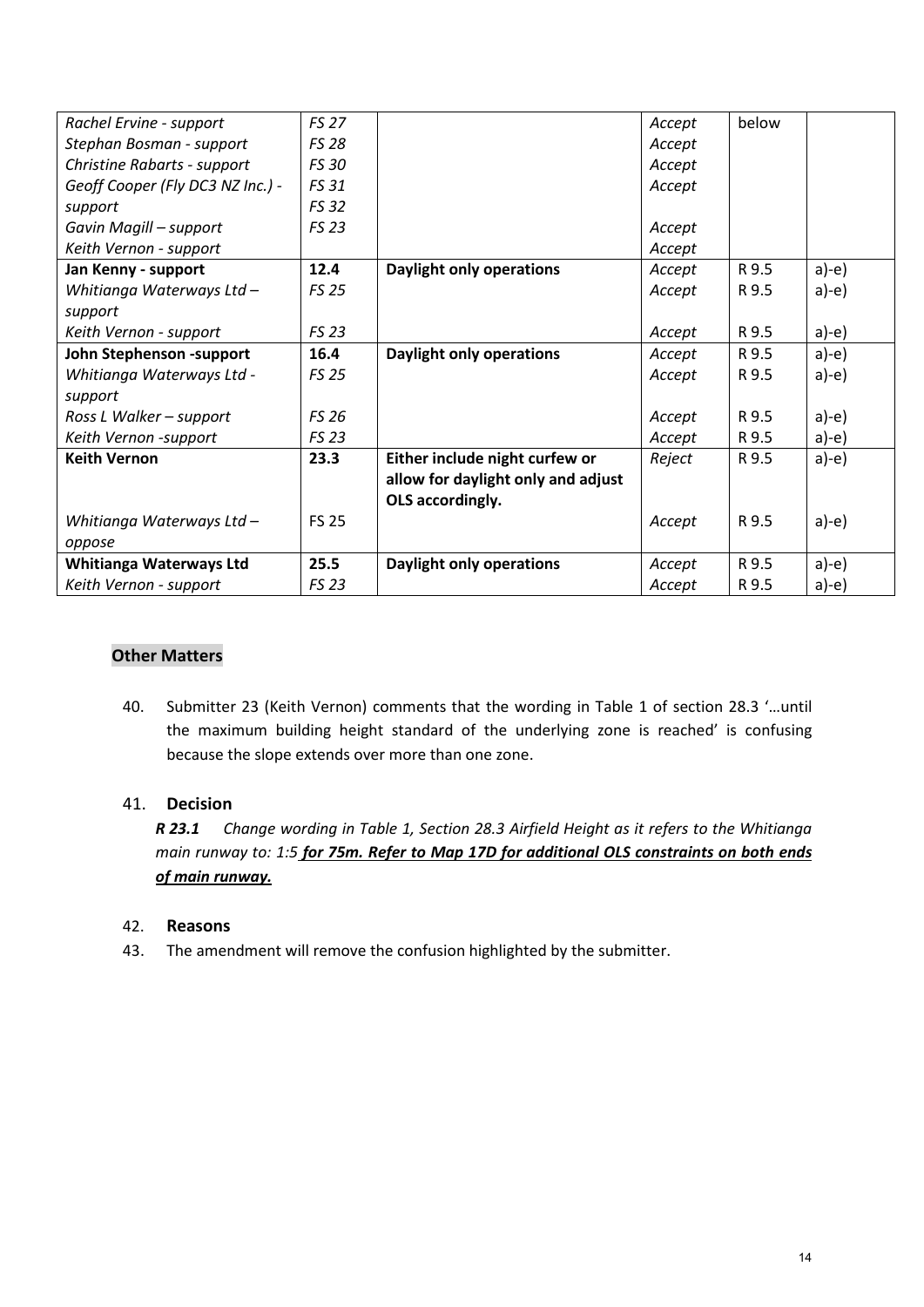| | | | | | |
|---|---|---|---|---|---|
| *Rachel Ervine - support* | *FS 27* | | *Accept* | below | |
| *Stephan Bosman - support* | *FS 28* | | *Accept* | | |
| *Christine Rabarts - support* | *FS 30* | | *Accept* | | |
| *Geoff Cooper (Fly DC3 NZ Inc.) - support* | *FS 31* | | *Accept* | | |
| | *FS 32* | | | | |
| *Gavin Magill – support* | *FS 23* | | *Accept* | | |
| *Keith Vernon - support* | | | *Accept* | | |
| **Jan Kenny - support** | **12.4** | **Daylight only operations** | *Accept* | R 9.5 | a)-e) |
| *Whitianga Waterways Ltd – support* | *FS 25* | | *Accept* | R 9.5 | a)-e) |
| *Keith Vernon - support* | *FS 23* | | *Accept* | R 9.5 | a)-e) |
| **John Stephenson -support** | **16.4** | **Daylight only operations** | *Accept* | R 9.5 | a)-e) |
| *Whitianga Waterways Ltd - support* | *FS 25* | | *Accept* | R 9.5 | a)-e) |
| *Ross L Walker – support* | *FS 26* | | *Accept* | R 9.5 | a)-e) |
| *Keith Vernon -support* | *FS 23* | | *Accept* | R 9.5 | a)-e) |
| **Keith Vernon** | **23.3** | **Either include night curfew or allow for daylight only and adjust OLS accordingly.** | *Reject* | R 9.5 | a)-e) |
| *Whitianga Waterways Ltd – oppose* | FS 25 | | *Accept* | R 9.5 | a)-e) |
| **Whitianga Waterways Ltd** | **25.5** | **Daylight only operations** | *Accept* | R 9.5 | a)-e) |
| *Keith Vernon - support* | *FS 23* | | *Accept* | R 9.5 | a)-e) |

## Other Matters

40. Submitter 23 (Keith Vernon) comments that the wording in Table 1 of section 28.3 '…until the maximum building height standard of the underlying zone is reached' is confusing because the slope extends over more than one zone.

41. **Decision**

*__R 23.1__ Change wording in Table 1, Section 28.3 Airfield Height as it refers to the Whitianga main runway to: 1:5* ***for 75m. Refer to Map 17D for additional OLS constraints on both ends of main runway.***

42. **Reasons**

43. The amendment will remove the confusion highlighted by the submitter.